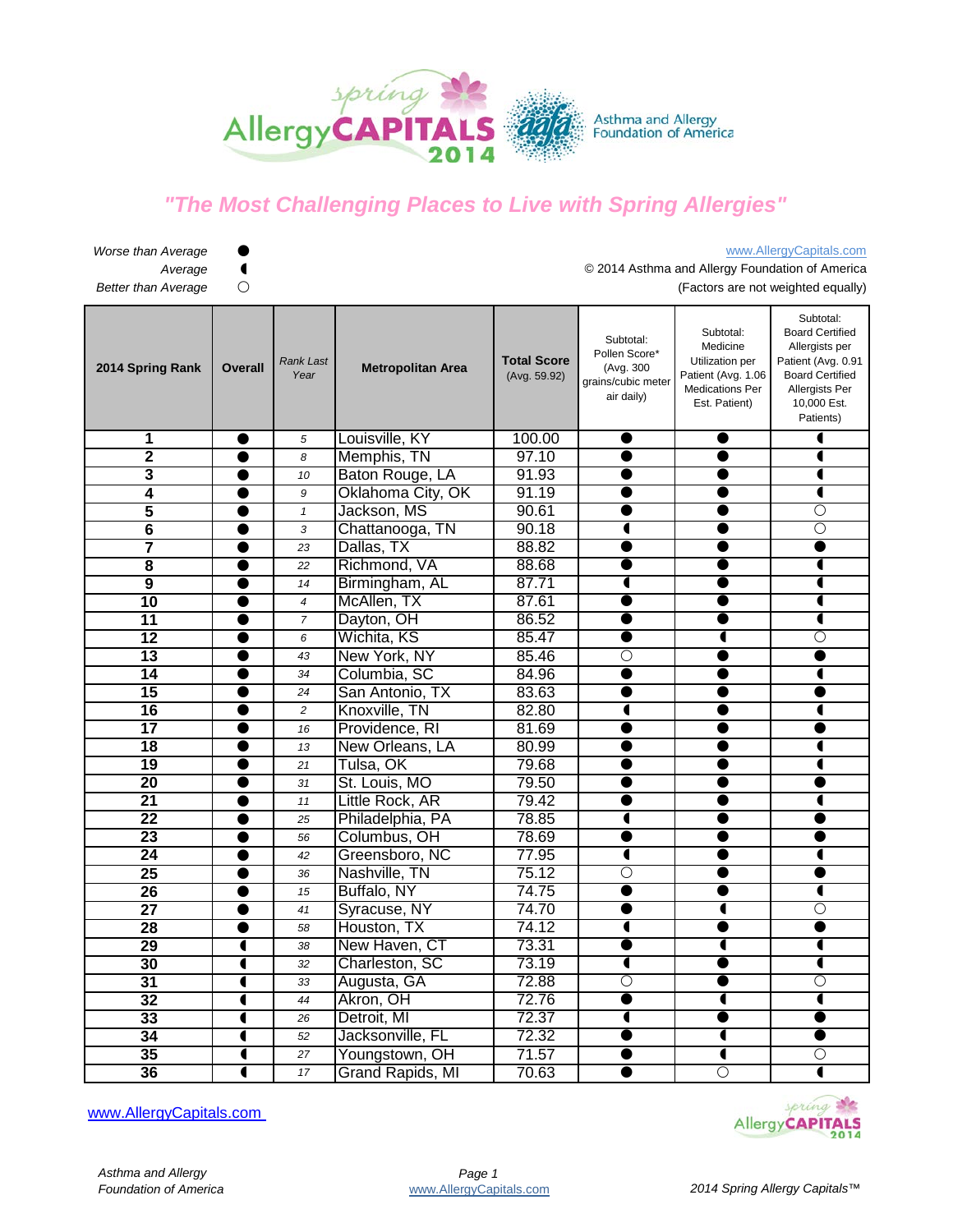# Spring Allergy CAPITALS 2014

Asthma and Allergy Foundation of America

## "The Most Challenging Places to Live with Spring Allergies"

*Worse than Average* ●
*Average* ◖
*Better than Average* ○

www.AllergyCapitals.com
© 2014 Asthma and Allergy Foundation of America
(Factors are not weighted equally)

| 2014 Spring Rank | Overall | *Rank Last Year* | Metropolitan Area | Total Score (Avg. 59.92) | Subtotal: Pollen Score* (Avg. 300 grains/cubic meter air daily) | Subtotal: Medicine Utilization per Patient (Avg. 1.06 Medications Per Est. Patient) | Subtotal: Board Certified Allergists per Patient (Avg. 0.91 Board Certified Allergists Per 10,000 Est. Patients) |
|---|---|---|---|---|---|---|---|
| 1 | ● | 5 | Louisville, KY | 100.00 | ● | ● | ◖ |
| 2 | ● | 8 | Memphis, TN | 97.10 | ● | ● | ◖ |
| 3 | ● | 10 | Baton Rouge, LA | 91.93 | ● | ● | ◖ |
| 4 | ● | 9 | Oklahoma City, OK | 91.19 | ● | ● | ◖ |
| 5 | ● | 1 | Jackson, MS | 90.61 | ● | ● | ○ |
| 6 | ● | 3 | Chattanooga, TN | 90.18 | ◖ | ● | ○ |
| 7 | ● | 23 | Dallas, TX | 88.82 | ● | ● | ● |
| 8 | ● | 22 | Richmond, VA | 88.68 | ● | ● | ◖ |
| 9 | ● | 14 | Birmingham, AL | 87.71 | ◖ | ● | ◖ |
| 10 | ● | 4 | McAllen, TX | 87.61 | ● | ● | ◖ |
| 11 | ● | 7 | Dayton, OH | 86.52 | ● | ● | ◖ |
| 12 | ● | 6 | Wichita, KS | 85.47 | ● | ◖ | ○ |
| 13 | ● | 43 | New York, NY | 85.46 | ○ | ● | ● |
| 14 | ● | 34 | Columbia, SC | 84.96 | ● | ● | ◖ |
| 15 | ● | 24 | San Antonio, TX | 83.63 | ● | ● | ● |
| 16 | ● | 2 | Knoxville, TN | 82.80 | ◖ | ● | ◖ |
| 17 | ● | 16 | Providence, RI | 81.69 | ● | ● | ● |
| 18 | ● | 13 | New Orleans, LA | 80.99 | ● | ● | ◖ |
| 19 | ● | 21 | Tulsa, OK | 79.68 | ● | ● | ◖ |
| 20 | ● | 31 | St. Louis, MO | 79.50 | ● | ● | ● |
| 21 | ● | 11 | Little Rock, AR | 79.42 | ● | ● | ◖ |
| 22 | ● | 25 | Philadelphia, PA | 78.85 | ◖ | ● | ● |
| 23 | ● | 56 | Columbus, OH | 78.69 | ● | ● | ● |
| 24 | ● | 42 | Greensboro, NC | 77.95 | ◖ | ● | ◖ |
| 25 | ● | 36 | Nashville, TN | 75.12 | ○ | ● | ● |
| 26 | ● | 15 | Buffalo, NY | 74.75 | ● | ● | ◖ |
| 27 | ● | 41 | Syracuse, NY | 74.70 | ● | ◖ | ○ |
| 28 | ● | 58 | Houston, TX | 74.12 | ◖ | ● | ● |
| 29 | ◖ | 38 | New Haven, CT | 73.31 | ● | ◖ | ◖ |
| 30 | ◖ | 32 | Charleston, SC | 73.19 | ◖ | ● | ◖ |
| 31 | ◖ | 33 | Augusta, GA | 72.88 | ○ | ● | ○ |
| 32 | ◖ | 44 | Akron, OH | 72.76 | ● | ◖ | ◖ |
| 33 | ◖ | 26 | Detroit, MI | 72.37 | ◖ | ● | ● |
| 34 | ◖ | 52 | Jacksonville, FL | 72.32 | ● | ◖ | ● |
| 35 | ◖ | 27 | Youngstown, OH | 71.57 | ● | ◖ | ○ |
| 36 | ◖ | 17 | Grand Rapids, MI | 70.63 | ● | ○ | ◖ |

www.AllergyCapitals.com

*Asthma and Allergy Foundation of America*

*2014 Spring Allergy Capitals™*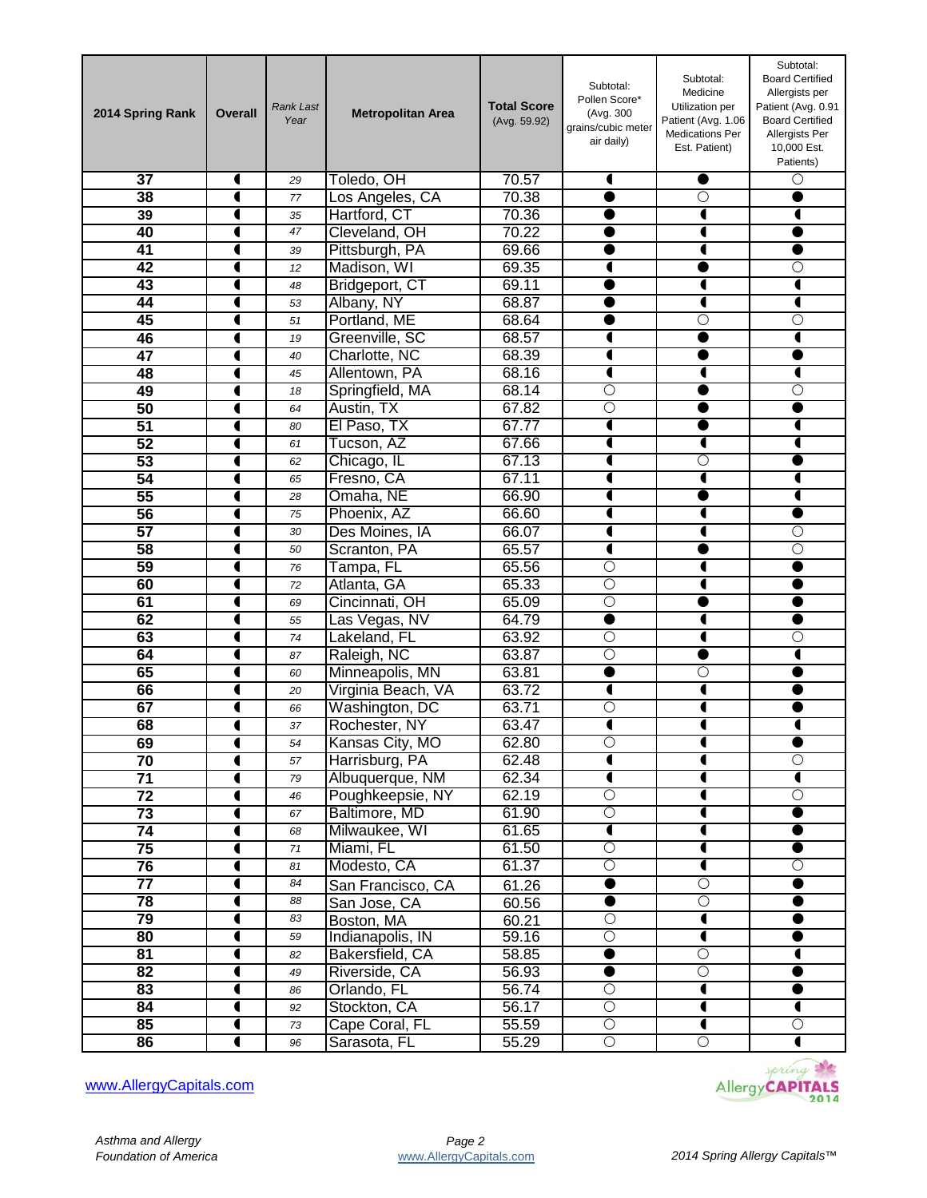| 2014 Spring Rank | Overall | *Rank Last Year* | Metropolitan Area | **Total Score** (Avg. 59.92) | Subtotal: Pollen Score* (Avg. 300 grains/cubic meter air daily) | Subtotal: Medicine Utilization per Patient (Avg. 1.06 Medications Per Est. Patient) | Subtotal: Board Certified Allergists per Patient (Avg. 0.91 Board Certified Allergists Per 10,000 Est. Patients) |
|---|---|---|---|---|---|---|---|
| **37** | ◖ | *29* | Toledo, OH | 70.57 | ◖ | ● | ○ |
| **38** | ◖ | *77* | Los Angeles, CA | 70.38 | ● | ○ | ● |
| **39** | ◖ | *35* | Hartford, CT | 70.36 | ● | ◖ | ◖ |
| **40** | ◖ | *47* | Cleveland, OH | 70.22 | ● | ◖ | ● |
| **41** | ◖ | *39* | Pittsburgh, PA | 69.66 | ● | ◖ | ● |
| **42** | ◖ | *12* | Madison, WI | 69.35 | ◖ | ● | ○ |
| **43** | ◖ | *48* | Bridgeport, CT | 69.11 | ● | ◖ | ◖ |
| **44** | ◖ | *53* | Albany, NY | 68.87 | ● | ◖ | ◖ |
| **45** | ◖ | *51* | Portland, ME | 68.64 | ● | ○ | ○ |
| **46** | ◖ | *19* | Greenville, SC | 68.57 | ◖ | ● | ◖ |
| **47** | ◖ | *40* | Charlotte, NC | 68.39 | ◖ | ● | ● |
| **48** | ◖ | *45* | Allentown, PA | 68.16 | ◖ | ◖ | ◖ |
| **49** | ◖ | *18* | Springfield, MA | 68.14 | ○ | ● | ○ |
| **50** | ◖ | *64* | Austin, TX | 67.82 | ○ | ● | ● |
| **51** | ◖ | *80* | El Paso, TX | 67.77 | ◖ | ● | ◖ |
| **52** | ◖ | *61* | Tucson, AZ | 67.66 | ◖ | ◖ | ◖ |
| **53** | ◖ | *62* | Chicago, IL | 67.13 | ◖ | ○ | ● |
| **54** | ◖ | *65* | Fresno, CA | 67.11 | ◖ | ◖ | ◖ |
| **55** | ◖ | *28* | Omaha, NE | 66.90 | ◖ | ● | ◖ |
| **56** | ◖ | *75* | Phoenix, AZ | 66.60 | ◖ | ◖ | ● |
| **57** | ◖ | *30* | Des Moines, IA | 66.07 | ◖ | ◖ | ○ |
| **58** | ◖ | *50* | Scranton, PA | 65.57 | ◖ | ● | ○ |
| **59** | ◖ | *76* | Tampa, FL | 65.56 | ○ | ◖ | ● |
| **60** | ◖ | *72* | Atlanta, GA | 65.33 | ○ | ◖ | ● |
| **61** | ◖ | *69* | Cincinnati, OH | 65.09 | ○ | ● | ● |
| **62** | ◖ | *55* | Las Vegas, NV | 64.79 | ● | ◖ | ● |
| **63** | ◖ | *74* | Lakeland, FL | 63.92 | ○ | ◖ | ○ |
| **64** | ◖ | *87* | Raleigh, NC | 63.87 | ○ | ● | ◖ |
| **65** | ◖ | *60* | Minneapolis, MN | 63.81 | ● | ○ | ● |
| **66** | ◖ | *20* | Virginia Beach, VA | 63.72 | ◖ | ◖ | ● |
| **67** | ◖ | *66* | Washington, DC | 63.71 | ○ | ◖ | ● |
| **68** | ◖ | *37* | Rochester, NY | 63.47 | ◖ | ◖ | ◖ |
| **69** | ◖ | *54* | Kansas City, MO | 62.80 | ○ | ◖ | ● |
| **70** | ◖ | *57* | Harrisburg, PA | 62.48 | ◖ | ◖ | ○ |
| **71** | ◖ | *79* | Albuquerque, NM | 62.34 | ◖ | ◖ | ◖ |
| **72** | ◖ | *46* | Poughkeepsie, NY | 62.19 | ○ | ◖ | ○ |
| **73** | ◖ | *67* | Baltimore, MD | 61.90 | ○ | ◖ | ● |
| **74** | ◖ | *68* | Milwaukee, WI | 61.65 | ◖ | ◖ | ● |
| **75** | ◖ | *71* | Miami, FL | 61.50 | ○ | ◖ | ● |
| **76** | ◖ | *81* | Modesto, CA | 61.37 | ○ | ◖ | ○ |
| **77** | ◖ | *84* | San Francisco, CA | 61.26 | ● | ○ | ● |
| **78** | ◖ | *88* | San Jose, CA | 60.56 | ● | ○ | ● |
| **79** | ◖ | *83* | Boston, MA | 60.21 | ○ | ◖ | ● |
| **80** | ◖ | *59* | Indianapolis, IN | 59.16 | ○ | ◖ | ● |
| **81** | ◖ | *82* | Bakersfield, CA | 58.85 | ● | ○ | ◖ |
| **82** | ◖ | *49* | Riverside, CA | 56.93 | ● | ○ | ● |
| **83** | ◖ | *86* | Orlando, FL | 56.74 | ○ | ◖ | ● |
| **84** | ◖ | *92* | Stockton, CA | 56.17 | ○ | ◖ | ◖ |
| **85** | ◖ | *73* | Cape Coral, FL | 55.59 | ○ | ◖ | ○ |
| **86** | ◖ | *96* | Sarasota, FL | 55.29 | ○ | ○ | ◖ |

www.AllergyCapitals.com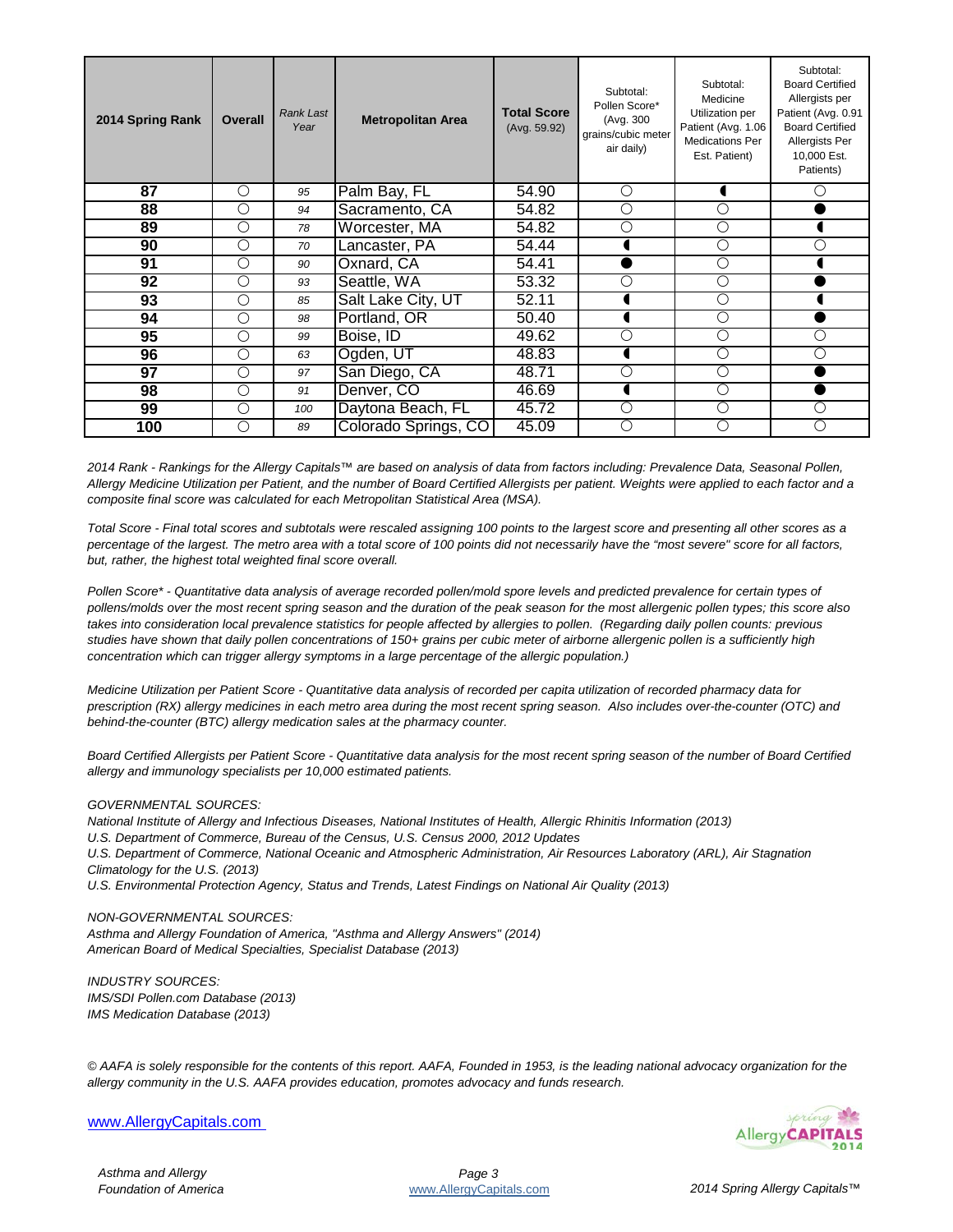| 2014 Spring Rank | Overall | *Rank Last Year* | Metropolitan Area | **Total Score** (Avg. 59.92) | Subtotal: Pollen Score* (Avg. 300 grains/cubic meter air daily) | Subtotal: Medicine Utilization per Patient (Avg. 1.06 Medications Per Est. Patient) | Subtotal: Board Certified Allergists per Patient (Avg. 0.91 Board Certified Allergists Per 10,000 Est. Patients) |
|---|---|---|---|---|---|---|---|
| **87** | ○ | *95* | Palm Bay, FL | 54.90 | ○ | ◖ | ○ |
| **88** | ○ | *94* | Sacramento, CA | 54.82 | ○ | ○ | ● |
| **89** | ○ | *78* | Worcester, MA | 54.82 | ○ | ○ | ◖ |
| **90** | ○ | *70* | Lancaster, PA | 54.44 | ◖ | ○ | ○ |
| **91** | ○ | *90* | Oxnard, CA | 54.41 | ● | ○ | ◖ |
| **92** | ○ | *93* | Seattle, WA | 53.32 | ○ | ○ | ● |
| **93** | ○ | *85* | Salt Lake City, UT | 52.11 | ◖ | ○ | ◖ |
| **94** | ○ | *98* | Portland, OR | 50.40 | ◖ | ○ | ● |
| **95** | ○ | *99* | Boise, ID | 49.62 | ○ | ○ | ○ |
| **96** | ○ | *63* | Ogden, UT | 48.83 | ◖ | ○ | ○ |
| **97** | ○ | *97* | San Diego, CA | 48.71 | ○ | ○ | ● |
| **98** | ○ | *91* | Denver, CO | 46.69 | ◖ | ○ | ● |
| **99** | ○ | *100* | Daytona Beach, FL | 45.72 | ○ | ○ | ○ |
| **100** | ○ | *89* | Colorado Springs, CO | 45.09 | ○ | ○ | ○ |

*2014 Rank - Rankings for the Allergy Capitals™ are based on analysis of data from factors including: Prevalence Data, Seasonal Pollen, Allergy Medicine Utilization per Patient, and the number of Board Certified Allergists per patient. Weights were applied to each factor and a composite final score was calculated for each Metropolitan Statistical Area (MSA).*

*Total Score - Final total scores and subtotals were rescaled assigning 100 points to the largest score and presenting all other scores as a percentage of the largest. The metro area with a total score of 100 points did not necessarily have the "most severe" score for all factors, but, rather, the highest total weighted final score overall.*

*Pollen Score* - Quantitative data analysis of average recorded pollen/mold spore levels and predicted prevalence for certain types of pollens/molds over the most recent spring season and the duration of the peak season for the most allergenic pollen types; this score also takes into consideration local prevalence statistics for people affected by allergies to pollen. (Regarding daily pollen counts: previous studies have shown that daily pollen concentrations of 150+ grains per cubic meter of airborne allergenic pollen is a sufficiently high concentration which can trigger allergy symptoms in a large percentage of the allergic population.)*

*Medicine Utilization per Patient Score - Quantitative data analysis of recorded per capita utilization of recorded pharmacy data for prescription (RX) allergy medicines in each metro area during the most recent spring season. Also includes over-the-counter (OTC) and behind-the-counter (BTC) allergy medication sales at the pharmacy counter.*

*Board Certified Allergists per Patient Score - Quantitative data analysis for the most recent spring season of the number of Board Certified allergy and immunology specialists per 10,000 estimated patients.*

*GOVERNMENTAL SOURCES:*
*National Institute of Allergy and Infectious Diseases, National Institutes of Health, Allergic Rhinitis Information (2013)*
*U.S. Department of Commerce, Bureau of the Census, U.S. Census 2000, 2012 Updates*
*U.S. Department of Commerce, National Oceanic and Atmospheric Administration, Air Resources Laboratory (ARL), Air Stagnation Climatology for the U.S. (2013)*
*U.S. Environmental Protection Agency, Status and Trends, Latest Findings on National Air Quality (2013)*

*NON-GOVERNMENTAL SOURCES:*
*Asthma and Allergy Foundation of America, "Asthma and Allergy Answers" (2014)*
*American Board of Medical Specialties, Specialist Database (2013)*

*INDUSTRY SOURCES:*
*IMS/SDI Pollen.com Database (2013)*
*IMS Medication Database (2013)*

*© AAFA is solely responsible for the contents of this report. AAFA, Founded in 1953, is the leading national advocacy organization for the allergy community in the U.S. AAFA provides education, promotes advocacy and funds research.*

www.AllergyCapitals.com